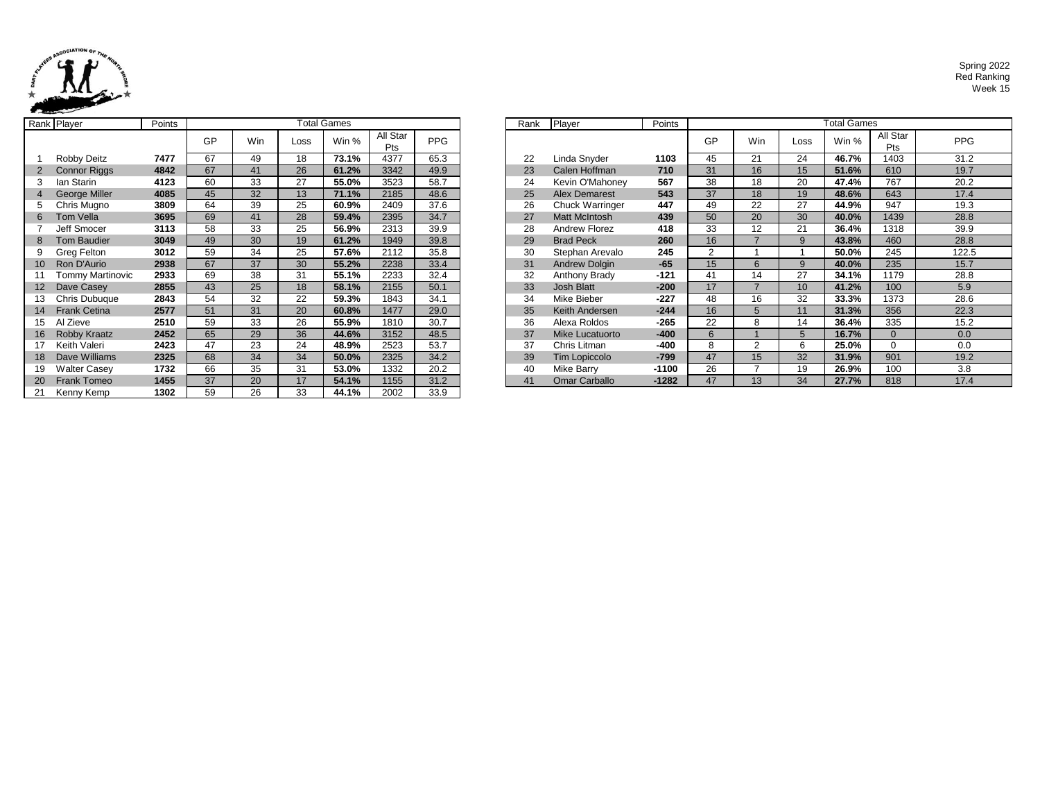Spring 2022
Red Ranking
Week 15

| Rank | Player | Points | Total Games | | | | | |
|---|---|---|---|---|---|---|---|---|
| | | | GP | Win | Loss | Win % | All Star Pts | PPG |
| 1 | Robby Deitz | **7477** | 67 | 49 | 18 | **73.1%** | 4377 | 65.3 |
| 2 | Connor Riggs | **4842** | 67 | 41 | 26 | **61.2%** | 3342 | 49.9 |
| 3 | Ian Starin | **4123** | 60 | 33 | 27 | **55.0%** | 3523 | 58.7 |
| 4 | George Miller | **4085** | 45 | 32 | 13 | **71.1%** | 2185 | 48.6 |
| 5 | Chris Mugno | **3809** | 64 | 39 | 25 | **60.9%** | 2409 | 37.6 |
| 6 | Tom Vella | **3695** | 69 | 41 | 28 | **59.4%** | 2395 | 34.7 |
| 7 | Jeff Smocer | **3113** | 58 | 33 | 25 | **56.9%** | 2313 | 39.9 |
| 8 | Tom Baudier | **3049** | 49 | 30 | 19 | **61.2%** | 1949 | 39.8 |
| 9 | Greg Felton | **3012** | 59 | 34 | 25 | **57.6%** | 2112 | 35.8 |
| 10 | Ron D'Aurio | **2938** | 67 | 37 | 30 | **55.2%** | 2238 | 33.4 |
| 11 | Tommy Martinovic | **2933** | 69 | 38 | 31 | **55.1%** | 2233 | 32.4 |
| 12 | Dave Casey | **2855** | 43 | 25 | 18 | **58.1%** | 2155 | 50.1 |
| 13 | Chris Dubuque | **2843** | 54 | 32 | 22 | **59.3%** | 1843 | 34.1 |
| 14 | Frank Cetina | **2577** | 51 | 31 | 20 | **60.8%** | 1477 | 29.0 |
| 15 | Al Zieve | **2510** | 59 | 33 | 26 | **55.9%** | 1810 | 30.7 |
| 16 | Robby Kraatz | **2452** | 65 | 29 | 36 | **44.6%** | 3152 | 48.5 |
| 17 | Keith Valeri | **2423** | 47 | 23 | 24 | **48.9%** | 2523 | 53.7 |
| 18 | Dave Williams | **2325** | 68 | 34 | 34 | **50.0%** | 2325 | 34.2 |
| 19 | Walter Casey | **1732** | 66 | 35 | 31 | **53.0%** | 1332 | 20.2 |
| 20 | Frank Tomeo | **1455** | 37 | 20 | 17 | **54.1%** | 1155 | 31.2 |
| 21 | Kenny Kemp | **1302** | 59 | 26 | 33 | **44.1%** | 2002 | 33.9 |

| Rank | Player | Points | Total Games | | | | | |
|---|---|---|---|---|---|---|---|---|
| | | | GP | Win | Loss | Win % | All Star Pts | PPG |
| 22 | Linda Snyder | **1103** | 45 | 21 | 24 | **46.7%** | 1403 | 31.2 |
| 23 | Calen Hoffman | **710** | 31 | 16 | 15 | **51.6%** | 610 | 19.7 |
| 24 | Kevin O'Mahoney | **567** | 38 | 18 | 20 | **47.4%** | 767 | 20.2 |
| 25 | Alex Demarest | **543** | 37 | 18 | 19 | **48.6%** | 643 | 17.4 |
| 26 | Chuck Warringer | **447** | 49 | 22 | 27 | **44.9%** | 947 | 19.3 |
| 27 | Matt McIntosh | **439** | 50 | 20 | 30 | **40.0%** | 1439 | 28.8 |
| 28 | Andrew Florez | **418** | 33 | 12 | 21 | **36.4%** | 1318 | 39.9 |
| 29 | Brad Peck | **260** | 16 | 7 | 9 | **43.8%** | 460 | 28.8 |
| 30 | Stephan Arevalo | **245** | 2 | 1 | 1 | **50.0%** | 245 | 122.5 |
| 31 | Andrew Dolgin | **-65** | 15 | 6 | 9 | **40.0%** | 235 | 15.7 |
| 32 | Anthony Brady | **-121** | 41 | 14 | 27 | **34.1%** | 1179 | 28.8 |
| 33 | Josh Blatt | **-200** | 17 | 7 | 10 | **41.2%** | 100 | 5.9 |
| 34 | Mike Bieber | **-227** | 48 | 16 | 32 | **33.3%** | 1373 | 28.6 |
| 35 | Keith Andersen | **-244** | 16 | 5 | 11 | **31.3%** | 356 | 22.3 |
| 36 | Alexa Roldos | **-265** | 22 | 8 | 14 | **36.4%** | 335 | 15.2 |
| 37 | Mike Lucatuorto | **-400** | 6 | 1 | 5 | **16.7%** | 0 | 0.0 |
| 37 | Chris Litman | **-400** | 8 | 2 | 6 | **25.0%** | 0 | 0.0 |
| 39 | Tim Lopiccolo | **-799** | 47 | 15 | 32 | **31.9%** | 901 | 19.2 |
| 40 | Mike Barry | **-1100** | 26 | 7 | 19 | **26.9%** | 100 | 3.8 |
| 41 | Omar Carballo | **-1282** | 47 | 13 | 34 | **27.7%** | 818 | 17.4 |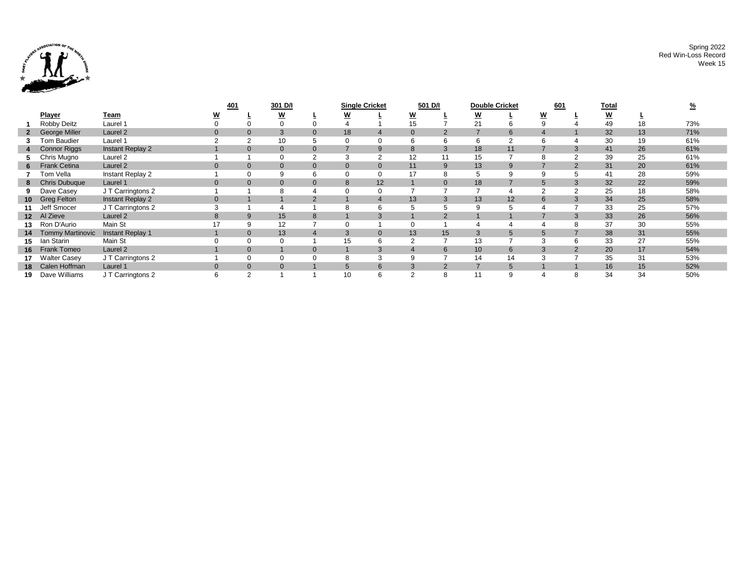Spring 2022
Red Win-Loss Record
Week 15

| | | | 401 | | 301 D/I | | Single Cricket | | 501 D/I | | Double Cricket | | 601 | | Total | | % |
|---|---|---|---|---|---|---|---|---|---|---|---|---|---|---|---|---|---|
| | **Player** | **Team** | **W** | **L** | **W** | **L** | **W** | **L** | **W** | **L** | **W** | **L** | **W** | **L** | **W** | **L** | |
| 1 | Robby Deitz | Laurel 1 | 0 | 0 | 0 | 0 | 4 | 1 | 15 | 7 | 21 | 6 | 9 | 4 | 49 | 18 | 73% |
| 2 | George Miller | Laurel 2 | 0 | 0 | 3 | 0 | 18 | 4 | 0 | 2 | 7 | 6 | 4 | 1 | 32 | 13 | 71% |
| 3 | Tom Baudier | Laurel 1 | 2 | 2 | 10 | 5 | 0 | 0 | 6 | 6 | 6 | 2 | 6 | 4 | 30 | 19 | 61% |
| 4 | Connor Riggs | Instant Replay 2 | 1 | 0 | 0 | 0 | 7 | 9 | 8 | 3 | 18 | 11 | 7 | 3 | 41 | 26 | 61% |
| 5 | Chris Mugno | Laurel 2 | 1 | 1 | 0 | 2 | 3 | 2 | 12 | 11 | 15 | 7 | 8 | 2 | 39 | 25 | 61% |
| 6 | Frank Cetina | Laurel 2 | 0 | 0 | 0 | 0 | 0 | 0 | 11 | 9 | 13 | 9 | 7 | 2 | 31 | 20 | 61% |
| 7 | Tom Vella | Instant Replay 2 | 1 | 0 | 9 | 6 | 0 | 0 | 17 | 8 | 5 | 9 | 9 | 5 | 41 | 28 | 59% |
| 8 | Chris Dubuque | Laurel 1 | 0 | 0 | 0 | 0 | 8 | 12 | 1 | 0 | 18 | 7 | 5 | 3 | 32 | 22 | 59% |
| 9 | Dave Casey | J T Carringtons 2 | 1 | 1 | 8 | 4 | 0 | 0 | 7 | 7 | 7 | 4 | 2 | 2 | 25 | 18 | 58% |
| 10 | Greg Felton | Instant Replay 2 | 0 | 1 | 1 | 2 | 1 | 4 | 13 | 3 | 13 | 12 | 6 | 3 | 34 | 25 | 58% |
| 11 | Jeff Smocer | J T Carringtons 2 | 3 | 1 | 4 | 1 | 8 | 6 | 5 | 5 | 9 | 5 | 4 | 7 | 33 | 25 | 57% |
| 12 | Al Zieve | Laurel 2 | 8 | 9 | 15 | 8 | 1 | 3 | 1 | 2 | 1 | 1 | 7 | 3 | 33 | 26 | 56% |
| 13 | Ron D'Aurio | Main St | 17 | 9 | 12 | 7 | 0 | 1 | 0 | 1 | 4 | 4 | 4 | 8 | 37 | 30 | 55% |
| 14 | Tommy Martinovic | Instant Replay 1 | 1 | 0 | 13 | 4 | 3 | 0 | 13 | 15 | 3 | 5 | 5 | 7 | 38 | 31 | 55% |
| 15 | Ian Starin | Main St | 0 | 0 | 0 | 1 | 15 | 6 | 2 | 7 | 13 | 7 | 3 | 6 | 33 | 27 | 55% |
| 16 | Frank Tomeo | Laurel 2 | 1 | 0 | 1 | 0 | 1 | 3 | 4 | 6 | 10 | 6 | 3 | 2 | 20 | 17 | 54% |
| 17 | Walter Casey | J T Carringtons 2 | 1 | 0 | 0 | 0 | 8 | 3 | 9 | 7 | 14 | 14 | 3 | 7 | 35 | 31 | 53% |
| 18 | Calen Hoffman | Laurel 1 | 0 | 0 | 0 | 1 | 5 | 6 | 3 | 2 | 7 | 5 | 1 | 1 | 16 | 15 | 52% |
| 19 | Dave Williams | J T Carringtons 2 | 6 | 2 | 1 | 1 | 10 | 6 | 2 | 8 | 11 | 9 | 4 | 8 | 34 | 34 | 50% |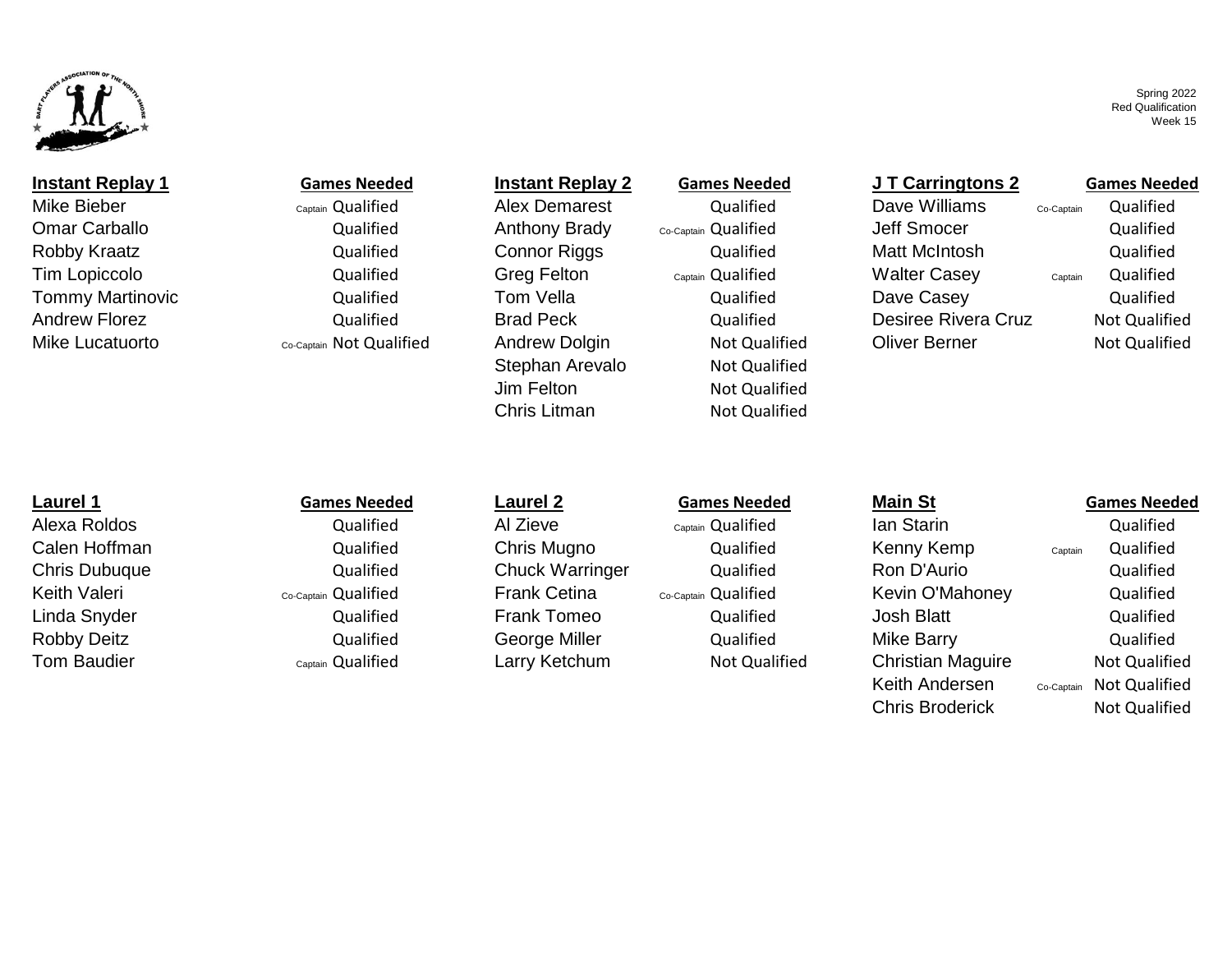Spring 2022
Red Qualification
Week 15

### Instant Replay 1

| Player | Role | Games Needed |
|---|---|---|
| Mike Bieber | Captain | Qualified |
| Omar Carballo | | Qualified |
| Robby Kraatz | | Qualified |
| Tim Lopiccolo | | Qualified |
| Tommy Martinovic | | Qualified |
| Andrew Florez | | Qualified |
| Mike Lucatuorto | Co-Captain | Not Qualified |

### Instant Replay 2

| Player | Role | Games Needed |
|---|---|---|
| Alex Demarest | | Qualified |
| Anthony Brady | Co-Captain | Qualified |
| Connor Riggs | | Qualified |
| Greg Felton | Captain | Qualified |
| Tom Vella | | Qualified |
| Brad Peck | | Qualified |
| Andrew Dolgin | | Not Qualified |
| Stephan Arevalo | | Not Qualified |
| Jim Felton | | Not Qualified |
| Chris Litman | | Not Qualified |

### J T Carringtons 2

| Player | Role | Games Needed |
|---|---|---|
| Dave Williams | Co-Captain | Qualified |
| Jeff Smocer | | Qualified |
| Matt McIntosh | | Qualified |
| Walter Casey | Captain | Qualified |
| Dave Casey | | Qualified |
| Desiree Rivera Cruz | | Not Qualified |
| Oliver Berner | | Not Qualified |

### Laurel 1

| Player | Role | Games Needed |
|---|---|---|
| Alexa Roldos | | Qualified |
| Calen Hoffman | | Qualified |
| Chris Dubuque | | Qualified |
| Keith Valeri | Co-Captain | Qualified |
| Linda Snyder | | Qualified |
| Robby Deitz | | Qualified |
| Tom Baudier | Captain | Qualified |

### Laurel 2

| Player | Role | Games Needed |
|---|---|---|
| Al Zieve | Captain | Qualified |
| Chris Mugno | | Qualified |
| Chuck Warringer | | Qualified |
| Frank Cetina | Co-Captain | Qualified |
| Frank Tomeo | | Qualified |
| George Miller | | Qualified |
| Larry Ketchum | | Not Qualified |

### Main St

| Player | Role | Games Needed |
|---|---|---|
| Ian Starin | | Qualified |
| Kenny Kemp | Captain | Qualified |
| Ron D'Aurio | | Qualified |
| Kevin O'Mahoney | | Qualified |
| Josh Blatt | | Qualified |
| Mike Barry | | Qualified |
| Christian Maguire | | Not Qualified |
| Keith Andersen | Co-Captain | Not Qualified |
| Chris Broderick | | Not Qualified |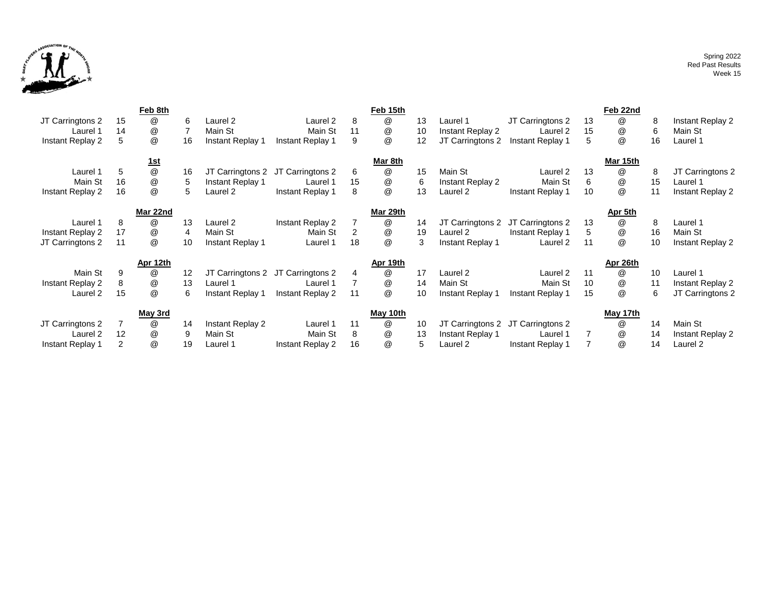Spring 2022
Red Past Results
Week 15

| | | | | | | | | | | | | | | |
|---|---|---|---|---|---|---|---|---|---|---|---|---|---|---|
| | | **Feb 8th** | | | | | **Feb 15th** | | | | | **Feb 22nd** | | |
| JT Carringtons 2 | 15 | @ | 6 | Laurel 2 | Laurel 2 | 8 | @ | 13 | Laurel 1 | JT Carringtons 2 | 13 | @ | 8 | Instant Replay 2 |
| Laurel 1 | 14 | @ | 7 | Main St | Main St | 11 | @ | 10 | Instant Replay 2 | Laurel 2 | 15 | @ | 6 | Main St |
| Instant Replay 2 | 5 | @ | 16 | Instant Replay 1 | Instant Replay 1 | 9 | @ | 12 | JT Carringtons 2 | Instant Replay 1 | 5 | @ | 16 | Laurel 1 |
| | | **1st** | | | | | **Mar 8th** | | | | | **Mar 15th** | | |
| Laurel 1 | 5 | @ | 16 | JT Carringtons 2 | JT Carringtons 2 | 6 | @ | 15 | Main St | Laurel 2 | 13 | @ | 8 | JT Carringtons 2 |
| Main St | 16 | @ | 5 | Instant Replay 1 | Laurel 1 | 15 | @ | 6 | Instant Replay 2 | Main St | 6 | @ | 15 | Laurel 1 |
| Instant Replay 2 | 16 | @ | 5 | Laurel 2 | Instant Replay 1 | 8 | @ | 13 | Laurel 2 | Instant Replay 1 | 10 | @ | 11 | Instant Replay 2 |
| | | **Mar 22nd** | | | | | **Mar 29th** | | | | | **Apr 5th** | | |
| Laurel 1 | 8 | @ | 13 | Laurel 2 | Instant Replay 2 | 7 | @ | 14 | JT Carringtons 2 | JT Carringtons 2 | 13 | @ | 8 | Laurel 1 |
| Instant Replay 2 | 17 | @ | 4 | Main St | Main St | 2 | @ | 19 | Laurel 2 | Instant Replay 1 | 5 | @ | 16 | Main St |
| JT Carringtons 2 | 11 | @ | 10 | Instant Replay 1 | Laurel 1 | 18 | @ | 3 | Instant Replay 1 | Laurel 2 | 11 | @ | 10 | Instant Replay 2 |
| | | **Apr 12th** | | | | | **Apr 19th** | | | | | **Apr 26th** | | |
| Main St | 9 | @ | 12 | JT Carringtons 2 | JT Carringtons 2 | 4 | @ | 17 | Laurel 2 | Laurel 2 | 11 | @ | 10 | Laurel 1 |
| Instant Replay 2 | 8 | @ | 13 | Laurel 1 | Laurel 1 | 7 | @ | 14 | Main St | Main St | 10 | @ | 11 | Instant Replay 2 |
| Laurel 2 | 15 | @ | 6 | Instant Replay 1 | Instant Replay 2 | 11 | @ | 10 | Instant Replay 1 | Instant Replay 1 | 15 | @ | 6 | JT Carringtons 2 |
| | | **May 3rd** | | | | | **May 10th** | | | | | **May 17th** | | |
| JT Carringtons 2 | 7 | @ | 14 | Instant Replay 2 | Laurel 1 | 11 | @ | 10 | JT Carringtons 2 | JT Carringtons 2 | | @ | 14 | Main St |
| Laurel 2 | 12 | @ | 9 | Main St | Main St | 8 | @ | 13 | Instant Replay 1 | Laurel 1 | 7 | @ | 14 | Instant Replay 2 |
| Instant Replay 1 | 2 | @ | 19 | Laurel 1 | Instant Replay 2 | 16 | @ | 5 | Laurel 2 | Instant Replay 1 | 7 | @ | 14 | Laurel 2 |